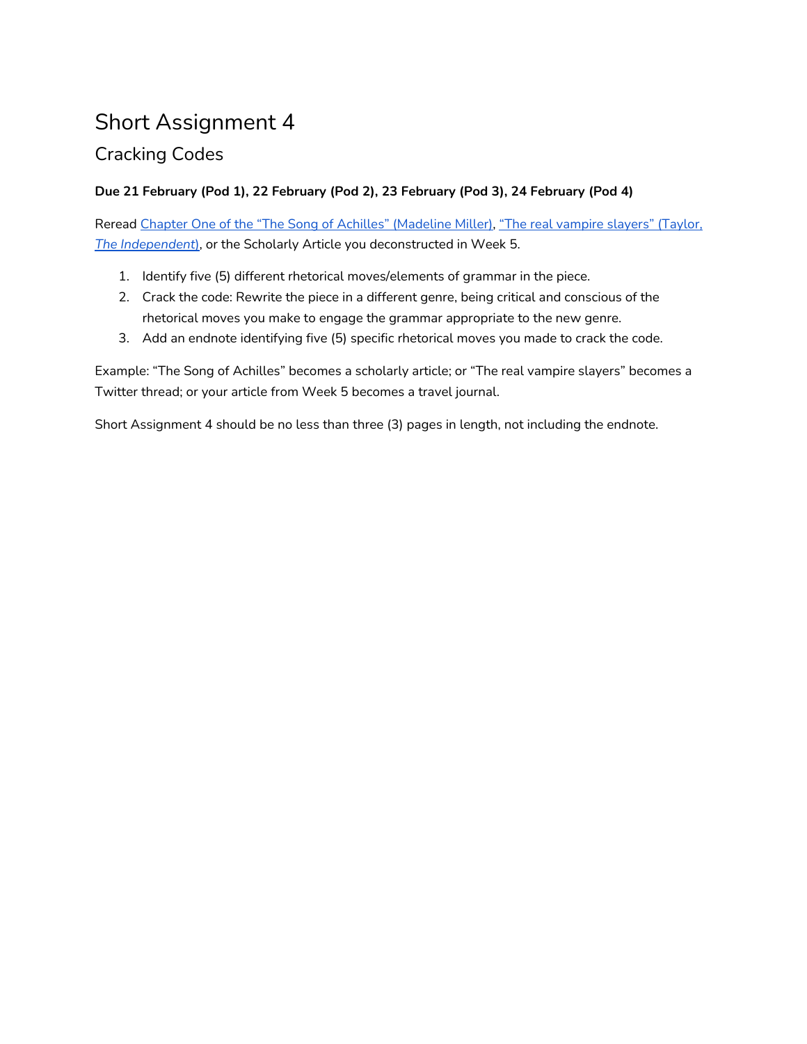# Short Assignment 4

## Cracking Codes

**Due 21 February (Pod 1), 22 February (Pod 2), 23 February (Pod 3), 24 February (Pod 4)**

Reread Chapter One of the "The Song of Achilles" (Madeline Miller), "The real vampire slayers" (Taylor, *The Independent*), or the Scholarly Article you deconstructed in Week 5.

1. Identify five (5) different rhetorical moves/elements of grammar in the piece.
2. Crack the code: Rewrite the piece in a different genre, being critical and conscious of the rhetorical moves you make to engage the grammar appropriate to the new genre.
3. Add an endnote identifying five (5) specific rhetorical moves you made to crack the code.

Example: "The Song of Achilles" becomes a scholarly article; or "The real vampire slayers" becomes a Twitter thread; or your article from Week 5 becomes a travel journal.

Short Assignment 4 should be no less than three (3) pages in length, not including the endnote.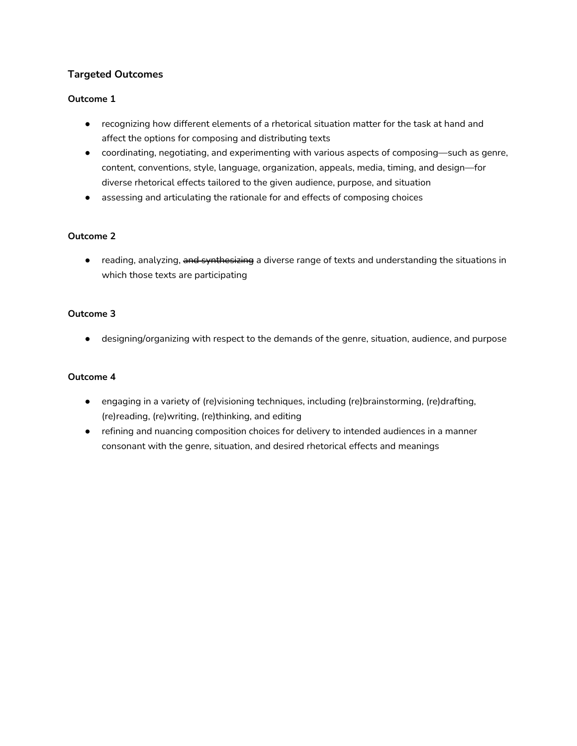### Targeted Outcomes

**Outcome 1**

- recognizing how different elements of a rhetorical situation matter for the task at hand and affect the options for composing and distributing texts
- coordinating, negotiating, and experimenting with various aspects of composing—such as genre, content, conventions, style, language, organization, appeals, media, timing, and design—for diverse rhetorical effects tailored to the given audience, purpose, and situation
- assessing and articulating the rationale for and effects of composing choices

**Outcome 2**

- reading, analyzing, ~~and synthesizing~~ a diverse range of texts and understanding the situations in which those texts are participating

**Outcome 3**

- designing/organizing with respect to the demands of the genre, situation, audience, and purpose

**Outcome 4**

- engaging in a variety of (re)visioning techniques, including (re)brainstorming, (re)drafting, (re)reading, (re)writing, (re)thinking, and editing
- refining and nuancing composition choices for delivery to intended audiences in a manner consonant with the genre, situation, and desired rhetorical effects and meanings